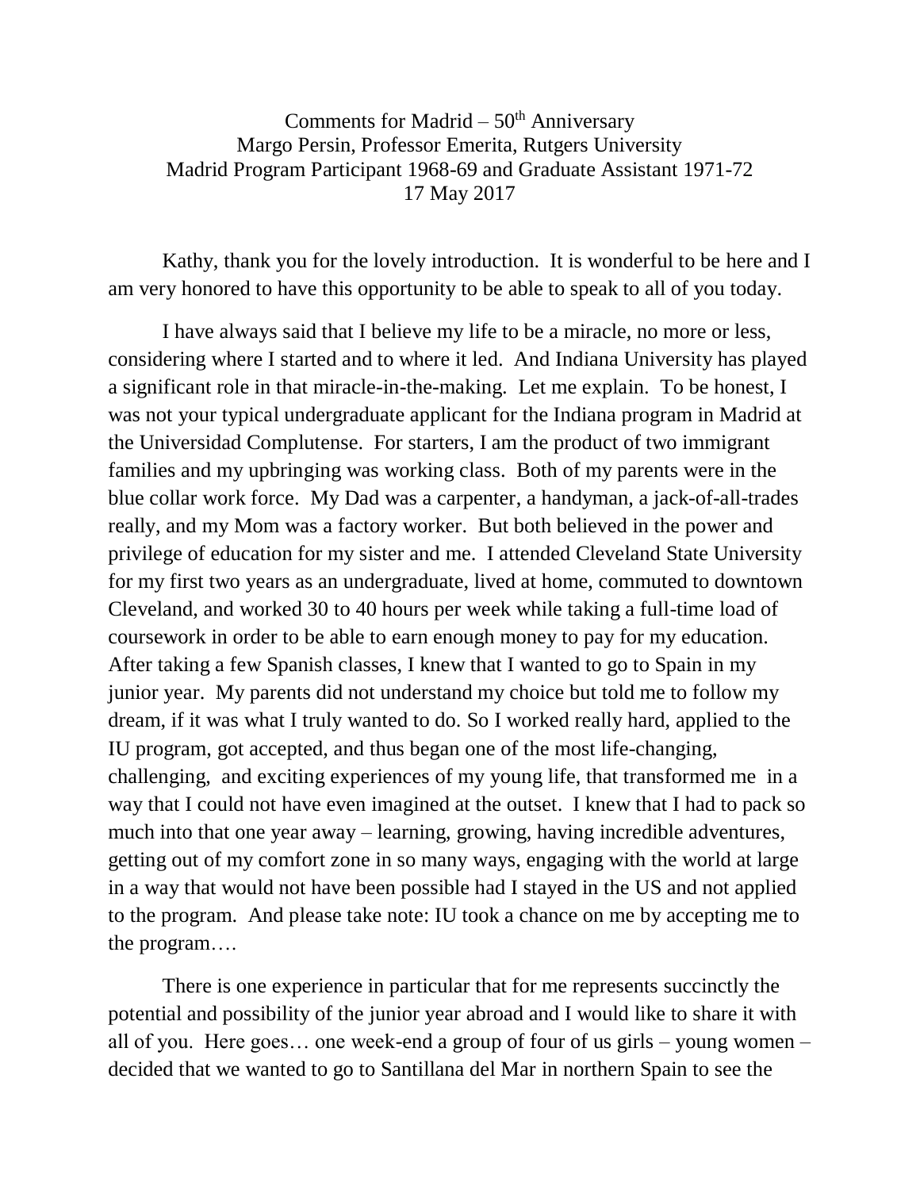Comments for Madrid – 50th Anniversary
Margo Persin, Professor Emerita, Rutgers University
Madrid Program Participant 1968-69 and Graduate Assistant 1971-72
17 May 2017

Kathy, thank you for the lovely introduction. It is wonderful to be here and I am very honored to have this opportunity to be able to speak to all of you today.

I have always said that I believe my life to be a miracle, no more or less, considering where I started and to where it led. And Indiana University has played a significant role in that miracle-in-the-making. Let me explain. To be honest, I was not your typical undergraduate applicant for the Indiana program in Madrid at the Universidad Complutense. For starters, I am the product of two immigrant families and my upbringing was working class. Both of my parents were in the blue collar work force. My Dad was a carpenter, a handyman, a jack-of-all-trades really, and my Mom was a factory worker. But both believed in the power and privilege of education for my sister and me. I attended Cleveland State University for my first two years as an undergraduate, lived at home, commuted to downtown Cleveland, and worked 30 to 40 hours per week while taking a full-time load of coursework in order to be able to earn enough money to pay for my education. After taking a few Spanish classes, I knew that I wanted to go to Spain in my junior year. My parents did not understand my choice but told me to follow my dream, if it was what I truly wanted to do. So I worked really hard, applied to the IU program, got accepted, and thus began one of the most life-changing, challenging, and exciting experiences of my young life, that transformed me in a way that I could not have even imagined at the outset. I knew that I had to pack so much into that one year away – learning, growing, having incredible adventures, getting out of my comfort zone in so many ways, engaging with the world at large in a way that would not have been possible had I stayed in the US and not applied to the program. And please take note: IU took a chance on me by accepting me to the program….

There is one experience in particular that for me represents succinctly the potential and possibility of the junior year abroad and I would like to share it with all of you. Here goes… one week-end a group of four of us girls – young women – decided that we wanted to go to Santillana del Mar in northern Spain to see the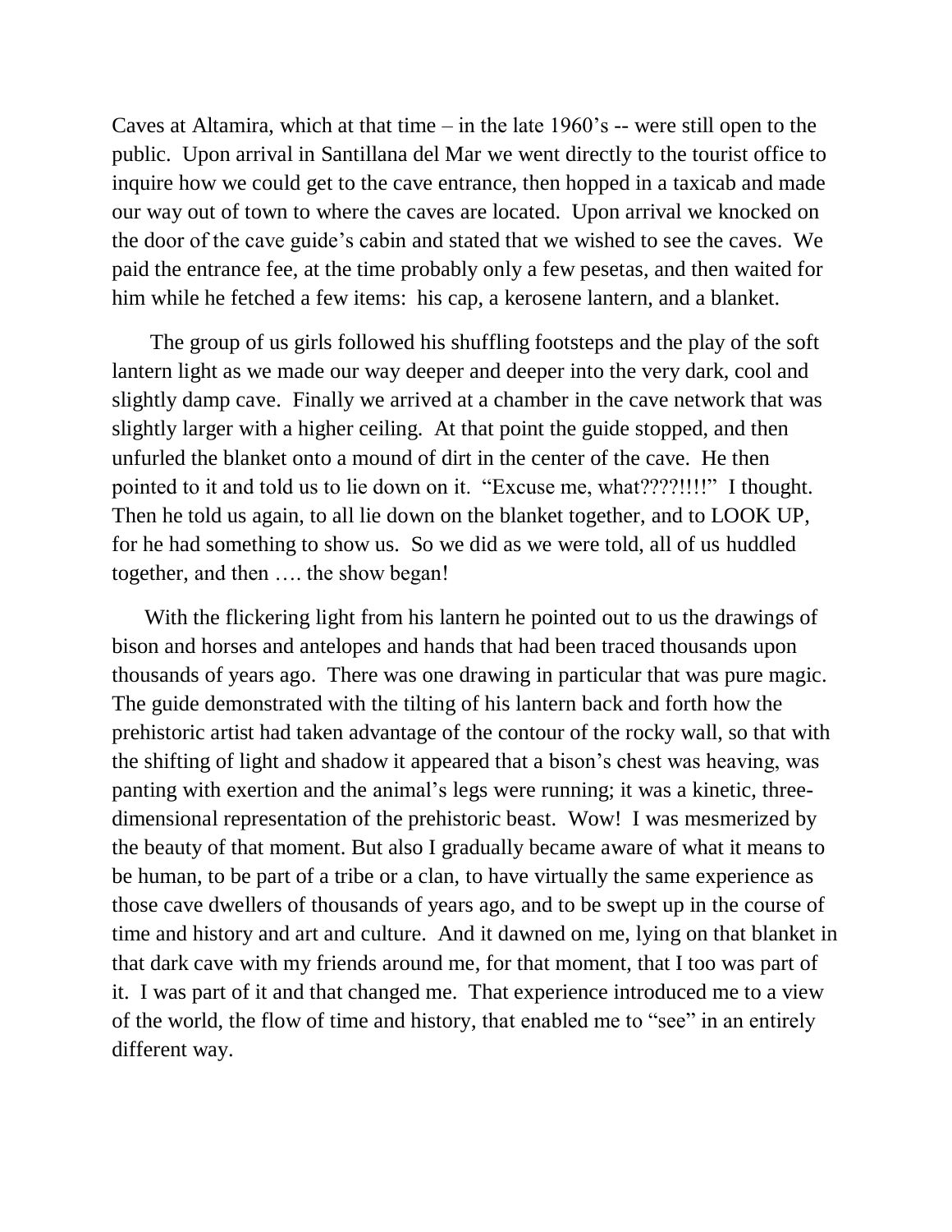Caves at Altamira, which at that time – in the late 1960's -- were still open to the public. Upon arrival in Santillana del Mar we went directly to the tourist office to inquire how we could get to the cave entrance, then hopped in a taxicab and made our way out of town to where the caves are located. Upon arrival we knocked on the door of the cave guide's cabin and stated that we wished to see the caves. We paid the entrance fee, at the time probably only a few pesetas, and then waited for him while he fetched a few items: his cap, a kerosene lantern, and a blanket.

The group of us girls followed his shuffling footsteps and the play of the soft lantern light as we made our way deeper and deeper into the very dark, cool and slightly damp cave. Finally we arrived at a chamber in the cave network that was slightly larger with a higher ceiling. At that point the guide stopped, and then unfurled the blanket onto a mound of dirt in the center of the cave. He then pointed to it and told us to lie down on it. "Excuse me, what????!!!!" I thought. Then he told us again, to all lie down on the blanket together, and to LOOK UP, for he had something to show us. So we did as we were told, all of us huddled together, and then …. the show began!

With the flickering light from his lantern he pointed out to us the drawings of bison and horses and antelopes and hands that had been traced thousands upon thousands of years ago. There was one drawing in particular that was pure magic. The guide demonstrated with the tilting of his lantern back and forth how the prehistoric artist had taken advantage of the contour of the rocky wall, so that with the shifting of light and shadow it appeared that a bison's chest was heaving, was panting with exertion and the animal's legs were running; it was a kinetic, three-dimensional representation of the prehistoric beast. Wow! I was mesmerized by the beauty of that moment. But also I gradually became aware of what it means to be human, to be part of a tribe or a clan, to have virtually the same experience as those cave dwellers of thousands of years ago, and to be swept up in the course of time and history and art and culture. And it dawned on me, lying on that blanket in that dark cave with my friends around me, for that moment, that I too was part of it. I was part of it and that changed me. That experience introduced me to a view of the world, the flow of time and history, that enabled me to "see" in an entirely different way.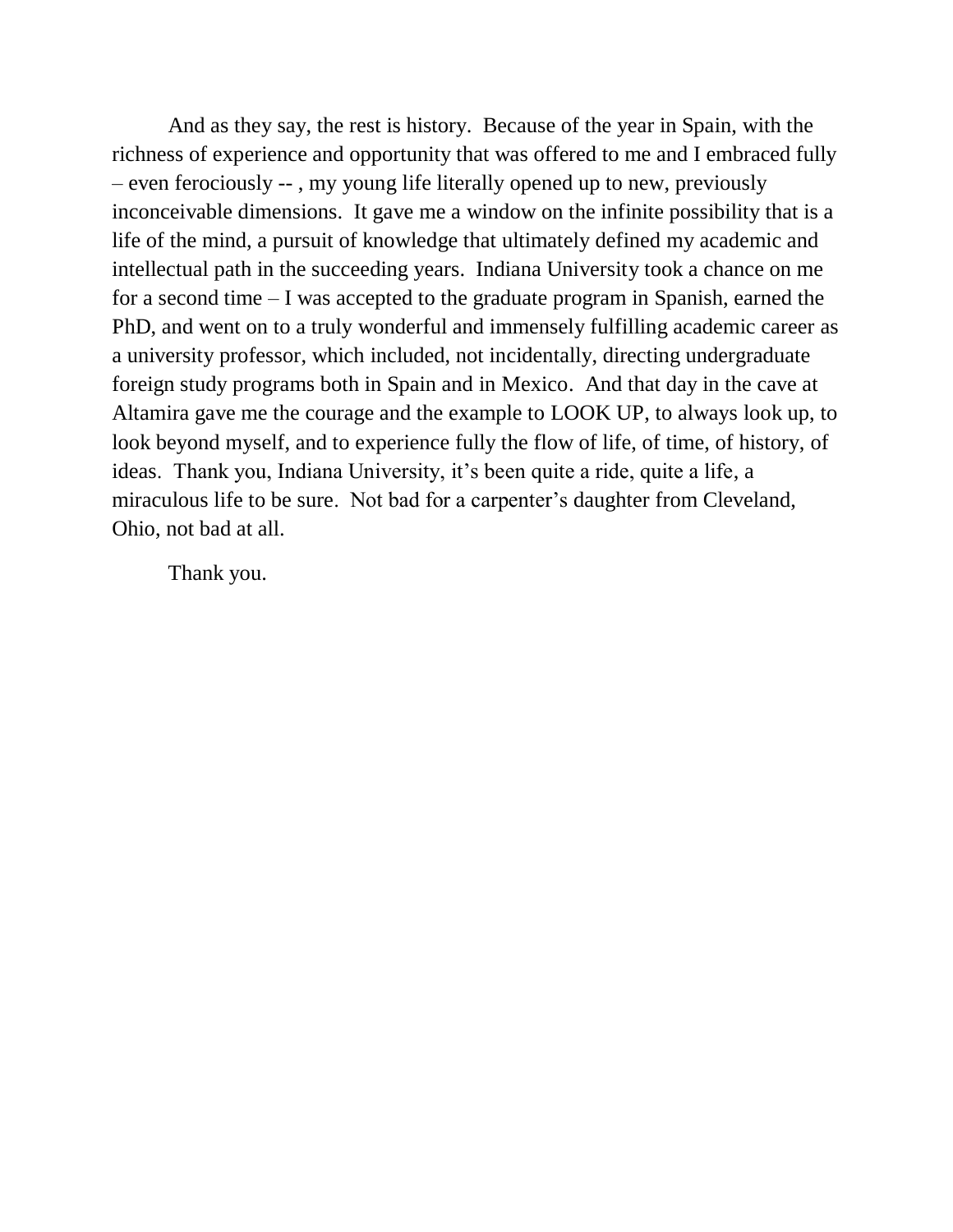And as they say, the rest is history. Because of the year in Spain, with the richness of experience and opportunity that was offered to me and I embraced fully – even ferociously -- , my young life literally opened up to new, previously inconceivable dimensions. It gave me a window on the infinite possibility that is a life of the mind, a pursuit of knowledge that ultimately defined my academic and intellectual path in the succeeding years. Indiana University took a chance on me for a second time – I was accepted to the graduate program in Spanish, earned the PhD, and went on to a truly wonderful and immensely fulfilling academic career as a university professor, which included, not incidentally, directing undergraduate foreign study programs both in Spain and in Mexico. And that day in the cave at Altamira gave me the courage and the example to LOOK UP, to always look up, to look beyond myself, and to experience fully the flow of life, of time, of history, of ideas. Thank you, Indiana University, it's been quite a ride, quite a life, a miraculous life to be sure. Not bad for a carpenter's daughter from Cleveland, Ohio, not bad at all.

Thank you.